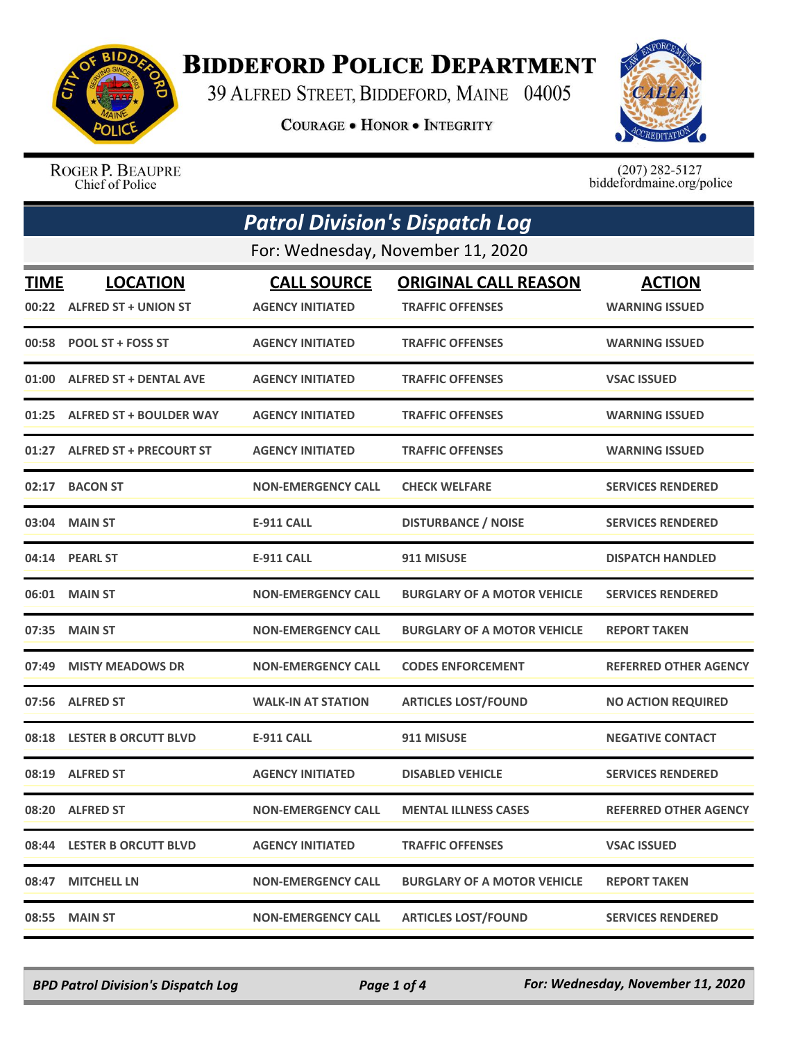# BIDDEFORD POLICE DEPARTMENT

39 ALFRED STREET, BIDDEFORD, MAINE 04005

**COURAGE • HONOR • INTEGRITY**

ROGER P. BEAUPRE
Chief of Police

(207) 282-5127
biddefordmaine.org/police

## *Patrol Division's Dispatch Log*

For: Wednesday, November 11, 2020

| TIME | LOCATION | CALL SOURCE | ORIGINAL CALL REASON | ACTION |
|---|---|---|---|---|
| 00:22 | ALFRED ST + UNION ST | AGENCY INITIATED | TRAFFIC OFFENSES | WARNING ISSUED |
| 00:58 | POOL ST + FOSS ST | AGENCY INITIATED | TRAFFIC OFFENSES | WARNING ISSUED |
| 01:00 | ALFRED ST + DENTAL AVE | AGENCY INITIATED | TRAFFIC OFFENSES | VSAC ISSUED |
| 01:25 | ALFRED ST + BOULDER WAY | AGENCY INITIATED | TRAFFIC OFFENSES | WARNING ISSUED |
| 01:27 | ALFRED ST + PRECOURT ST | AGENCY INITIATED | TRAFFIC OFFENSES | WARNING ISSUED |
| 02:17 | BACON ST | NON-EMERGENCY CALL | CHECK WELFARE | SERVICES RENDERED |
| 03:04 | MAIN ST | E-911 CALL | DISTURBANCE / NOISE | SERVICES RENDERED |
| 04:14 | PEARL ST | E-911 CALL | 911 MISUSE | DISPATCH HANDLED |
| 06:01 | MAIN ST | NON-EMERGENCY CALL | BURGLARY OF A MOTOR VEHICLE | SERVICES RENDERED |
| 07:35 | MAIN ST | NON-EMERGENCY CALL | BURGLARY OF A MOTOR VEHICLE | REPORT TAKEN |
| 07:49 | MISTY MEADOWS DR | NON-EMERGENCY CALL | CODES ENFORCEMENT | REFERRED OTHER AGENCY |
| 07:56 | ALFRED ST | WALK-IN AT STATION | ARTICLES LOST/FOUND | NO ACTION REQUIRED |
| 08:18 | LESTER B ORCUTT BLVD | E-911 CALL | 911 MISUSE | NEGATIVE CONTACT |
| 08:19 | ALFRED ST | AGENCY INITIATED | DISABLED VEHICLE | SERVICES RENDERED |
| 08:20 | ALFRED ST | NON-EMERGENCY CALL | MENTAL ILLNESS CASES | REFERRED OTHER AGENCY |
| 08:44 | LESTER B ORCUTT BLVD | AGENCY INITIATED | TRAFFIC OFFENSES | VSAC ISSUED |
| 08:47 | MITCHELL LN | NON-EMERGENCY CALL | BURGLARY OF A MOTOR VEHICLE | REPORT TAKEN |
| 08:55 | MAIN ST | NON-EMERGENCY CALL | ARTICLES LOST/FOUND | SERVICES RENDERED |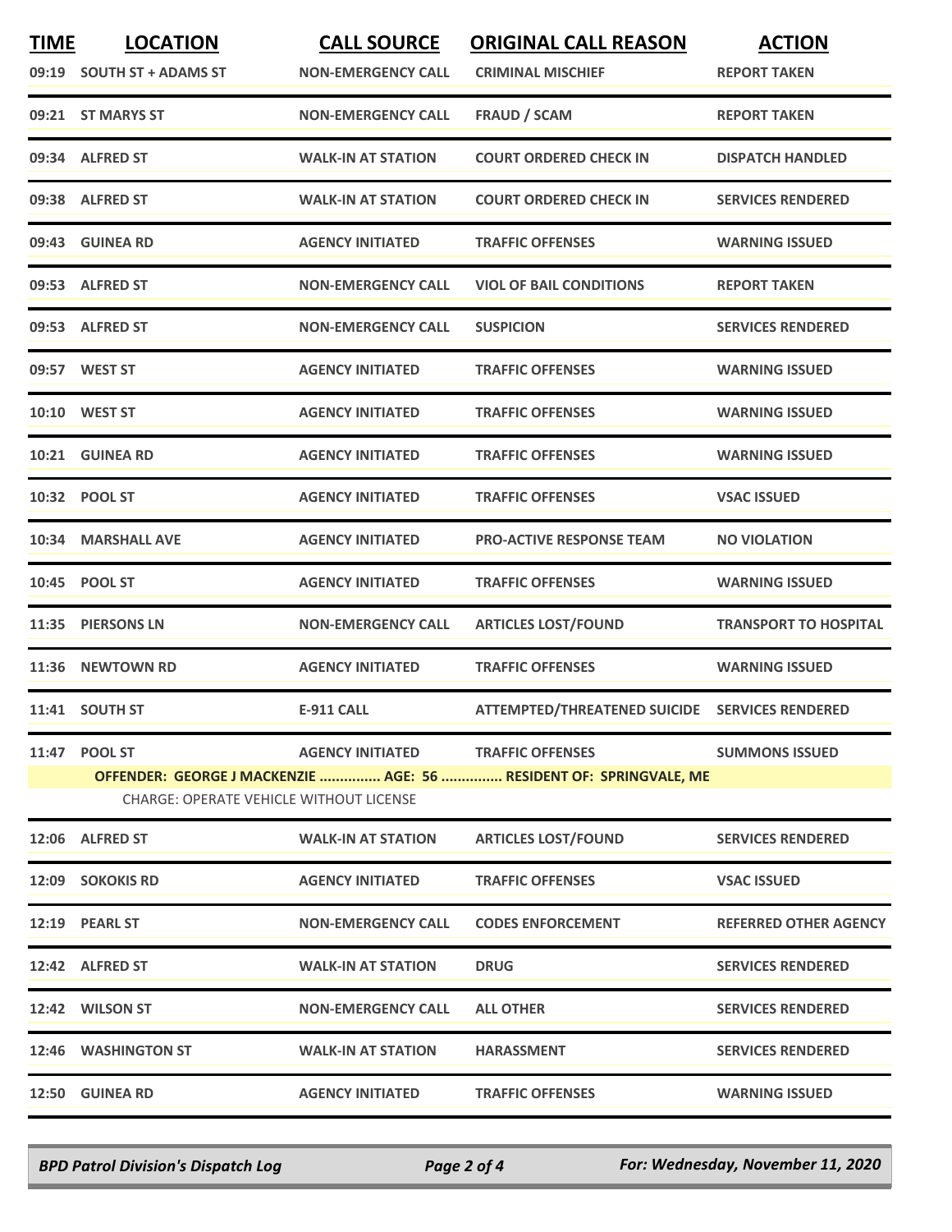| TIME | LOCATION | CALL SOURCE | ORIGINAL CALL REASON | ACTION |
|---|---|---|---|---|
| 09:19 | SOUTH ST + ADAMS ST | NON-EMERGENCY CALL | CRIMINAL MISCHIEF | REPORT TAKEN |
| 09:21 | ST MARYS ST | NON-EMERGENCY CALL | FRAUD / SCAM | REPORT TAKEN |
| 09:34 | ALFRED ST | WALK-IN AT STATION | COURT ORDERED CHECK IN | DISPATCH HANDLED |
| 09:38 | ALFRED ST | WALK-IN AT STATION | COURT ORDERED CHECK IN | SERVICES RENDERED |
| 09:43 | GUINEA RD | AGENCY INITIATED | TRAFFIC OFFENSES | WARNING ISSUED |
| 09:53 | ALFRED ST | NON-EMERGENCY CALL | VIOL OF BAIL CONDITIONS | REPORT TAKEN |
| 09:53 | ALFRED ST | NON-EMERGENCY CALL | SUSPICION | SERVICES RENDERED |
| 09:57 | WEST ST | AGENCY INITIATED | TRAFFIC OFFENSES | WARNING ISSUED |
| 10:10 | WEST ST | AGENCY INITIATED | TRAFFIC OFFENSES | WARNING ISSUED |
| 10:21 | GUINEA RD | AGENCY INITIATED | TRAFFIC OFFENSES | WARNING ISSUED |
| 10:32 | POOL ST | AGENCY INITIATED | TRAFFIC OFFENSES | VSAC ISSUED |
| 10:34 | MARSHALL AVE | AGENCY INITIATED | PRO-ACTIVE RESPONSE TEAM | NO VIOLATION |
| 10:45 | POOL ST | AGENCY INITIATED | TRAFFIC OFFENSES | WARNING ISSUED |
| 11:35 | PIERSONS LN | NON-EMERGENCY CALL | ARTICLES LOST/FOUND | TRANSPORT TO HOSPITAL |
| 11:36 | NEWTOWN RD | AGENCY INITIATED | TRAFFIC OFFENSES | WARNING ISSUED |
| 11:41 | SOUTH ST | E-911 CALL | ATTEMPTED/THREATENED SUICIDE | SERVICES RENDERED |
| 11:47 | POOL ST | AGENCY INITIATED | TRAFFIC OFFENSES | SUMMONS ISSUED |
| | OFFENDER: GEORGE J MACKENZIE ............... AGE: 56 ............... RESIDENT OF: SPRINGVALE, ME | | | |
| | CHARGE: OPERATE VEHICLE WITHOUT LICENSE | | | |
| 12:06 | ALFRED ST | WALK-IN AT STATION | ARTICLES LOST/FOUND | SERVICES RENDERED |
| 12:09 | SOKOKIS RD | AGENCY INITIATED | TRAFFIC OFFENSES | VSAC ISSUED |
| 12:19 | PEARL ST | NON-EMERGENCY CALL | CODES ENFORCEMENT | REFERRED OTHER AGENCY |
| 12:42 | ALFRED ST | WALK-IN AT STATION | DRUG | SERVICES RENDERED |
| 12:42 | WILSON ST | NON-EMERGENCY CALL | ALL OTHER | SERVICES RENDERED |
| 12:46 | WASHINGTON ST | WALK-IN AT STATION | HARASSMENT | SERVICES RENDERED |
| 12:50 | GUINEA RD | AGENCY INITIATED | TRAFFIC OFFENSES | WARNING ISSUED |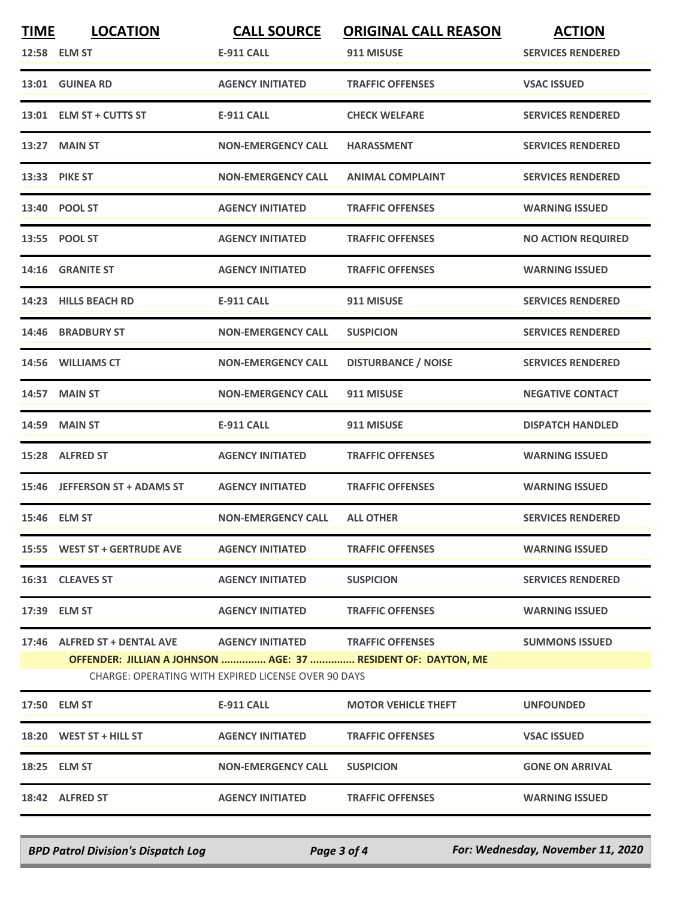| TIME | LOCATION | CALL SOURCE | ORIGINAL CALL REASON | ACTION |
|---|---|---|---|---|
| 12:58 | ELM ST | E-911 CALL | 911 MISUSE | SERVICES RENDERED |
| 13:01 | GUINEA RD | AGENCY INITIATED | TRAFFIC OFFENSES | VSAC ISSUED |
| 13:01 | ELM ST + CUTTS ST | E-911 CALL | CHECK WELFARE | SERVICES RENDERED |
| 13:27 | MAIN ST | NON-EMERGENCY CALL | HARASSMENT | SERVICES RENDERED |
| 13:33 | PIKE ST | NON-EMERGENCY CALL | ANIMAL COMPLAINT | SERVICES RENDERED |
| 13:40 | POOL ST | AGENCY INITIATED | TRAFFIC OFFENSES | WARNING ISSUED |
| 13:55 | POOL ST | AGENCY INITIATED | TRAFFIC OFFENSES | NO ACTION REQUIRED |
| 14:16 | GRANITE ST | AGENCY INITIATED | TRAFFIC OFFENSES | WARNING ISSUED |
| 14:23 | HILLS BEACH RD | E-911 CALL | 911 MISUSE | SERVICES RENDERED |
| 14:46 | BRADBURY ST | NON-EMERGENCY CALL | SUSPICION | SERVICES RENDERED |
| 14:56 | WILLIAMS CT | NON-EMERGENCY CALL | DISTURBANCE / NOISE | SERVICES RENDERED |
| 14:57 | MAIN ST | NON-EMERGENCY CALL | 911 MISUSE | NEGATIVE CONTACT |
| 14:59 | MAIN ST | E-911 CALL | 911 MISUSE | DISPATCH HANDLED |
| 15:28 | ALFRED ST | AGENCY INITIATED | TRAFFIC OFFENSES | WARNING ISSUED |
| 15:46 | JEFFERSON ST + ADAMS ST | AGENCY INITIATED | TRAFFIC OFFENSES | WARNING ISSUED |
| 15:46 | ELM ST | NON-EMERGENCY CALL | ALL OTHER | SERVICES RENDERED |
| 15:55 | WEST ST + GERTRUDE AVE | AGENCY INITIATED | TRAFFIC OFFENSES | WARNING ISSUED |
| 16:31 | CLEAVES ST | AGENCY INITIATED | SUSPICION | SERVICES RENDERED |
| 17:39 | ELM ST | AGENCY INITIATED | TRAFFIC OFFENSES | WARNING ISSUED |
| 17:46 | ALFRED ST + DENTAL AVE | AGENCY INITIATED | TRAFFIC OFFENSES | SUMMONS ISSUED |
| | OFFENDER: JILLIAN A JOHNSON ............... AGE: 37 ............... RESIDENT OF: DAYTON, ME | | | |
| | CHARGE: OPERATING WITH EXPIRED LICENSE OVER 90 DAYS | | | |
| 17:50 | ELM ST | E-911 CALL | MOTOR VEHICLE THEFT | UNFOUNDED |
| 18:20 | WEST ST + HILL ST | AGENCY INITIATED | TRAFFIC OFFENSES | VSAC ISSUED |
| 18:25 | ELM ST | NON-EMERGENCY CALL | SUSPICION | GONE ON ARRIVAL |
| 18:42 | ALFRED ST | AGENCY INITIATED | TRAFFIC OFFENSES | WARNING ISSUED |

*BPD Patrol Division's Dispatch Log* | *For: Wednesday, November 11, 2020*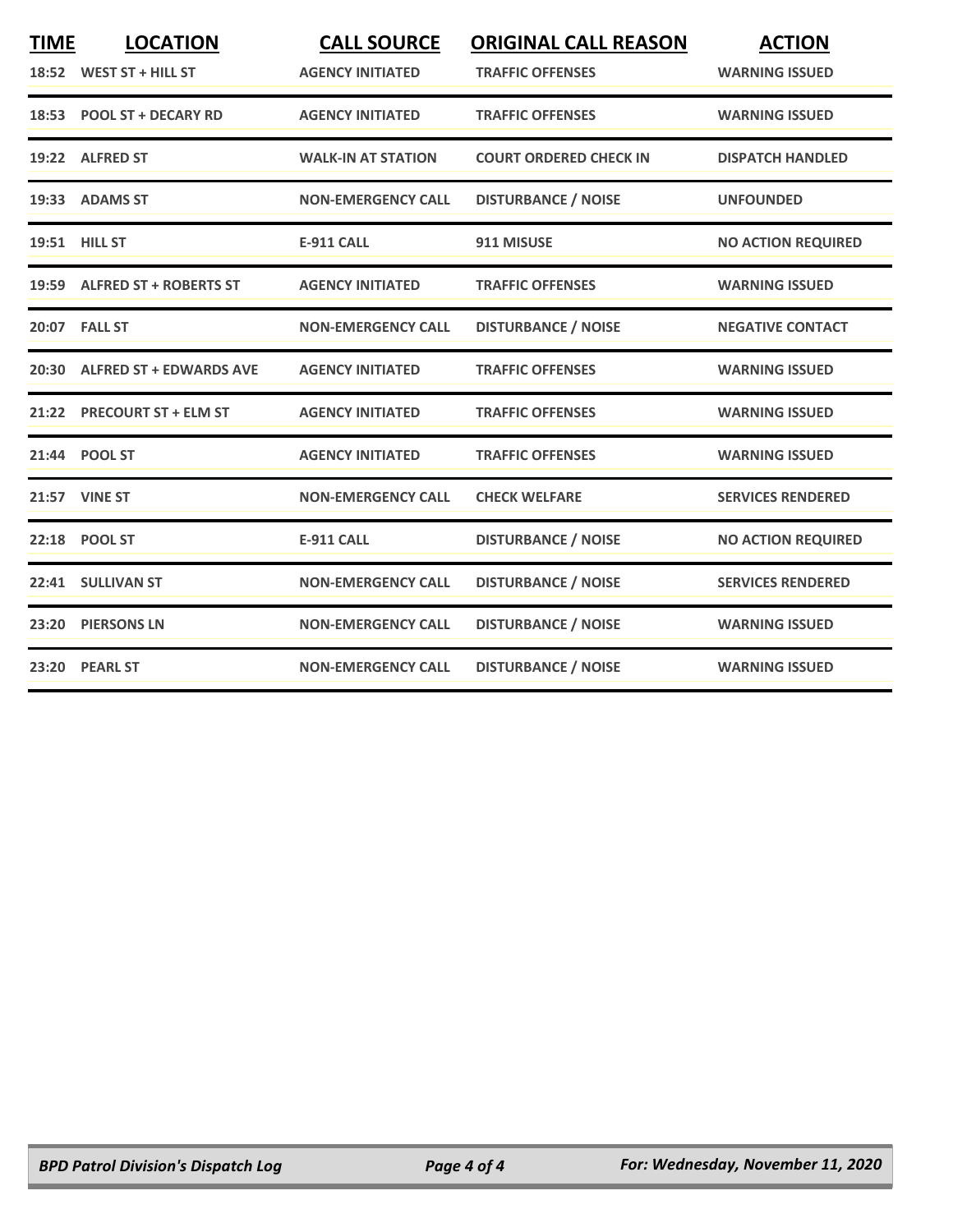| TIME | LOCATION | CALL SOURCE | ORIGINAL CALL REASON | ACTION |
|---|---|---|---|---|
| 18:52 | WEST ST + HILL ST | AGENCY INITIATED | TRAFFIC OFFENSES | WARNING ISSUED |
| 18:53 | POOL ST + DECARY RD | AGENCY INITIATED | TRAFFIC OFFENSES | WARNING ISSUED |
| 19:22 | ALFRED ST | WALK-IN AT STATION | COURT ORDERED CHECK IN | DISPATCH HANDLED |
| 19:33 | ADAMS ST | NON-EMERGENCY CALL | DISTURBANCE / NOISE | UNFOUNDED |
| 19:51 | HILL ST | E-911 CALL | 911 MISUSE | NO ACTION REQUIRED |
| 19:59 | ALFRED ST + ROBERTS ST | AGENCY INITIATED | TRAFFIC OFFENSES | WARNING ISSUED |
| 20:07 | FALL ST | NON-EMERGENCY CALL | DISTURBANCE / NOISE | NEGATIVE CONTACT |
| 20:30 | ALFRED ST + EDWARDS AVE | AGENCY INITIATED | TRAFFIC OFFENSES | WARNING ISSUED |
| 21:22 | PRECOURT ST + ELM ST | AGENCY INITIATED | TRAFFIC OFFENSES | WARNING ISSUED |
| 21:44 | POOL ST | AGENCY INITIATED | TRAFFIC OFFENSES | WARNING ISSUED |
| 21:57 | VINE ST | NON-EMERGENCY CALL | CHECK WELFARE | SERVICES RENDERED |
| 22:18 | POOL ST | E-911 CALL | DISTURBANCE / NOISE | NO ACTION REQUIRED |
| 22:41 | SULLIVAN ST | NON-EMERGENCY CALL | DISTURBANCE / NOISE | SERVICES RENDERED |
| 23:20 | PIERSONS LN | NON-EMERGENCY CALL | DISTURBANCE / NOISE | WARNING ISSUED |
| 23:20 | PEARL ST | NON-EMERGENCY CALL | DISTURBANCE / NOISE | WARNING ISSUED |